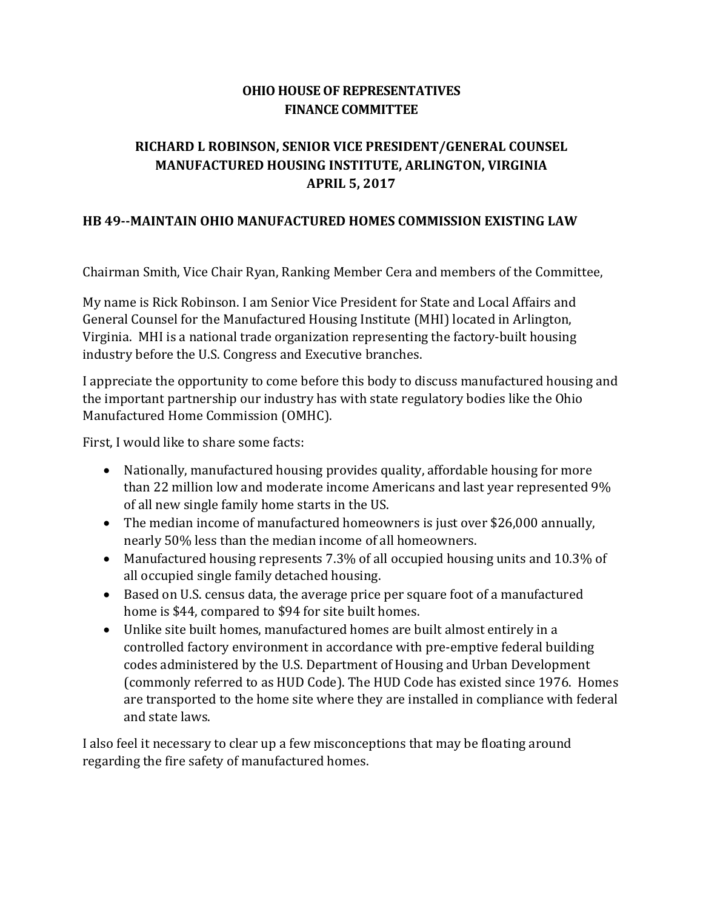**OHIO HOUSE OF REPRESENTATIVES**
**FINANCE COMMITTEE**

**RICHARD L ROBINSON, SENIOR VICE PRESIDENT/GENERAL COUNSEL**
**MANUFACTURED HOUSING INSTITUTE, ARLINGTON, VIRGINIA**
**APRIL 5, 2017**

**HB 49--MAINTAIN OHIO MANUFACTURED HOMES COMMISSION EXISTING LAW**

Chairman Smith, Vice Chair Ryan, Ranking Member Cera and members of the Committee,

My name is Rick Robinson. I am Senior Vice President for State and Local Affairs and General Counsel for the Manufactured Housing Institute (MHI) located in Arlington, Virginia. MHI is a national trade organization representing the factory-built housing industry before the U.S. Congress and Executive branches.

I appreciate the opportunity to come before this body to discuss manufactured housing and the important partnership our industry has with state regulatory bodies like the Ohio Manufactured Home Commission (OMHC).

First, I would like to share some facts:

- Nationally, manufactured housing provides quality, affordable housing for more than 22 million low and moderate income Americans and last year represented 9% of all new single family home starts in the US.
- The median income of manufactured homeowners is just over $26,000 annually, nearly 50% less than the median income of all homeowners.
- Manufactured housing represents 7.3% of all occupied housing units and 10.3% of all occupied single family detached housing.
- Based on U.S. census data, the average price per square foot of a manufactured home is $44, compared to $94 for site built homes.
- Unlike site built homes, manufactured homes are built almost entirely in a controlled factory environment in accordance with pre-emptive federal building codes administered by the U.S. Department of Housing and Urban Development (commonly referred to as HUD Code). The HUD Code has existed since 1976. Homes are transported to the home site where they are installed in compliance with federal and state laws.

I also feel it necessary to clear up a few misconceptions that may be floating around regarding the fire safety of manufactured homes.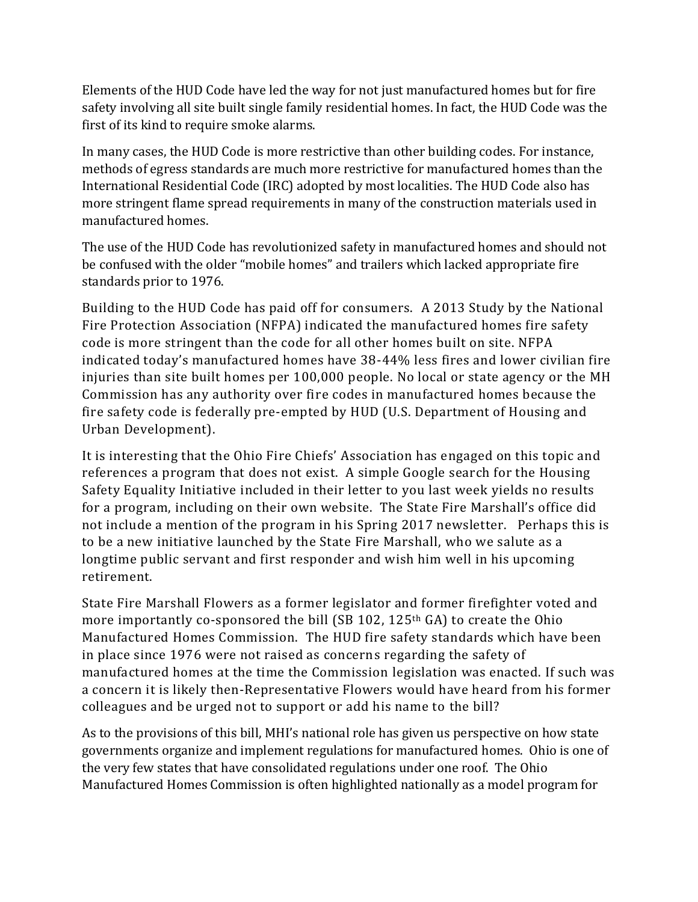Elements of the HUD Code have led the way for not just manufactured homes but for fire safety involving all site built single family residential homes. In fact, the HUD Code was the first of its kind to require smoke alarms.

In many cases, the HUD Code is more restrictive than other building codes. For instance, methods of egress standards are much more restrictive for manufactured homes than the International Residential Code (IRC) adopted by most localities. The HUD Code also has more stringent flame spread requirements in many of the construction materials used in manufactured homes.

The use of the HUD Code has revolutionized safety in manufactured homes and should not be confused with the older "mobile homes" and trailers which lacked appropriate fire standards prior to 1976.

Building to the HUD Code has paid off for consumers. A 2013 Study by the National Fire Protection Association (NFPA) indicated the manufactured homes fire safety code is more stringent than the code for all other homes built on site. NFPA indicated today's manufactured homes have 38-44% less fires and lower civilian fire injuries than site built homes per 100,000 people. No local or state agency or the MH Commission has any authority over fire codes in manufactured homes because the fire safety code is federally pre-empted by HUD (U.S. Department of Housing and Urban Development).

It is interesting that the Ohio Fire Chiefs' Association has engaged on this topic and references a program that does not exist. A simple Google search for the Housing Safety Equality Initiative included in their letter to you last week yields no results for a program, including on their own website. The State Fire Marshall's office did not include a mention of the program in his Spring 2017 newsletter. Perhaps this is to be a new initiative launched by the State Fire Marshall, who we salute as a longtime public servant and first responder and wish him well in his upcoming retirement.

State Fire Marshall Flowers as a former legislator and former firefighter voted and more importantly co-sponsored the bill (SB 102, 125th GA) to create the Ohio Manufactured Homes Commission. The HUD fire safety standards which have been in place since 1976 were not raised as concerns regarding the safety of manufactured homes at the time the Commission legislation was enacted. If such was a concern it is likely then-Representative Flowers would have heard from his former colleagues and be urged not to support or add his name to the bill?

As to the provisions of this bill, MHI's national role has given us perspective on how state governments organize and implement regulations for manufactured homes. Ohio is one of the very few states that have consolidated regulations under one roof. The Ohio Manufactured Homes Commission is often highlighted nationally as a model program for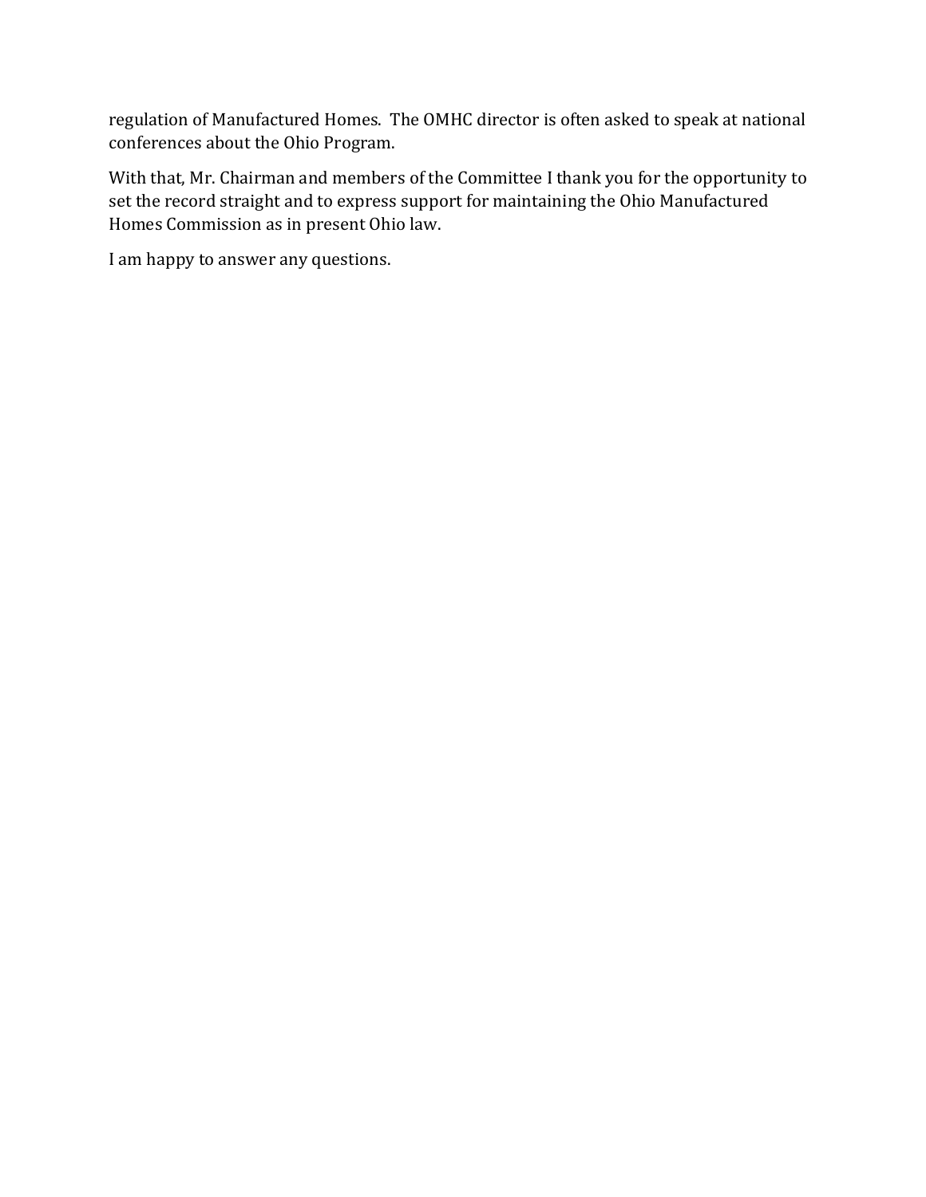regulation of Manufactured Homes. The OMHC director is often asked to speak at national conferences about the Ohio Program.

With that, Mr. Chairman and members of the Committee I thank you for the opportunity to set the record straight and to express support for maintaining the Ohio Manufactured Homes Commission as in present Ohio law.

I am happy to answer any questions.